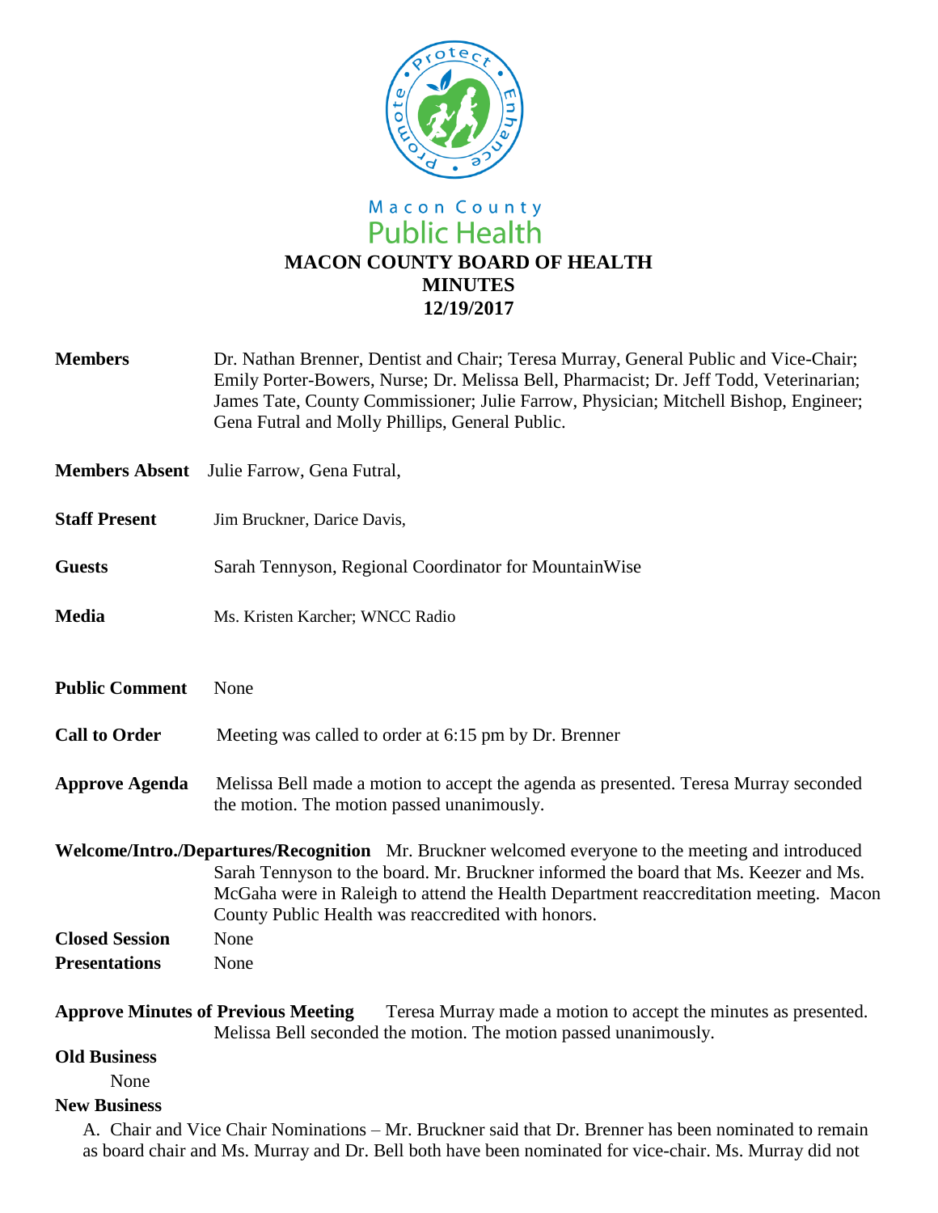Macon County
Public Health

# MACON COUNTY BOARD OF HEALTH
## MINUTES
## 12/19/2017

**Members** Dr. Nathan Brenner, Dentist and Chair; Teresa Murray, General Public and Vice-Chair; Emily Porter-Bowers, Nurse; Dr. Melissa Bell, Pharmacist; Dr. Jeff Todd, Veterinarian; James Tate, County Commissioner; Julie Farrow, Physician; Mitchell Bishop, Engineer; Gena Futral and Molly Phillips, General Public.

**Members Absent** Julie Farrow, Gena Futral,

**Staff Present** Jim Bruckner, Darice Davis,

**Guests** Sarah Tennyson, Regional Coordinator for MountainWise

**Media** Ms. Kristen Karcher; WNCC Radio

**Public Comment** None

**Call to Order** Meeting was called to order at 6:15 pm by Dr. Brenner

**Approve Agenda** Melissa Bell made a motion to accept the agenda as presented. Teresa Murray seconded the motion. The motion passed unanimously.

**Welcome/Intro./Departures/Recognition** Mr. Bruckner welcomed everyone to the meeting and introduced Sarah Tennyson to the board. Mr. Bruckner informed the board that Ms. Keezer and Ms. McGaha were in Raleigh to attend the Health Department reaccreditation meeting. Macon County Public Health was reaccredited with honors.

**Closed Session** None

**Presentations** None

**Approve Minutes of Previous Meeting** Teresa Murray made a motion to accept the minutes as presented. Melissa Bell seconded the motion. The motion passed unanimously.

**Old Business**

None

**New Business**

A. Chair and Vice Chair Nominations – Mr. Bruckner said that Dr. Brenner has been nominated to remain as board chair and Ms. Murray and Dr. Bell both have been nominated for vice-chair. Ms. Murray did not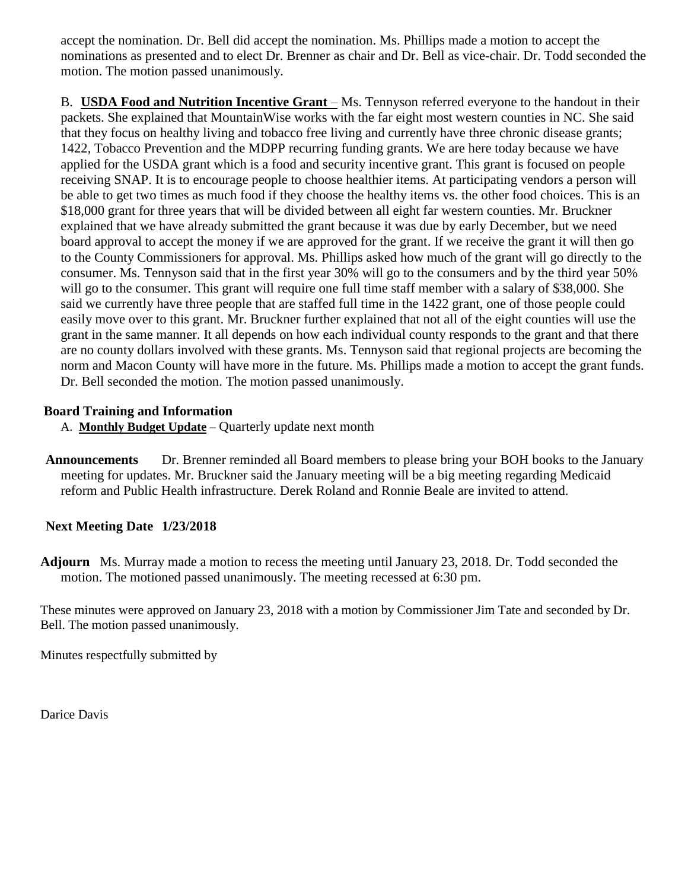accept the nomination. Dr. Bell did accept the nomination. Ms. Phillips made a motion to accept the nominations as presented and to elect Dr. Brenner as chair and Dr. Bell as vice-chair. Dr. Todd seconded the motion. The motion passed unanimously.

B. **USDA Food and Nutrition Incentive Grant** – Ms. Tennyson referred everyone to the handout in their packets. She explained that MountainWise works with the far eight most western counties in NC. She said that they focus on healthy living and tobacco free living and currently have three chronic disease grants; 1422, Tobacco Prevention and the MDPP recurring funding grants. We are here today because we have applied for the USDA grant which is a food and security incentive grant. This grant is focused on people receiving SNAP. It is to encourage people to choose healthier items. At participating vendors a person will be able to get two times as much food if they choose the healthy items vs. the other food choices. This is an $18,000 grant for three years that will be divided between all eight far western counties. Mr. Bruckner explained that we have already submitted the grant because it was due by early December, but we need board approval to accept the money if we are approved for the grant. If we receive the grant it will then go to the County Commissioners for approval. Ms. Phillips asked how much of the grant will go directly to the consumer. Ms. Tennyson said that in the first year 30% will go to the consumers and by the third year 50% will go to the consumer. This grant will require one full time staff member with a salary of $38,000. She said we currently have three people that are staffed full time in the 1422 grant, one of those people could easily move over to this grant. Mr. Bruckner further explained that not all of the eight counties will use the grant in the same manner. It all depends on how each individual county responds to the grant and that there are no county dollars involved with these grants. Ms. Tennyson said that regional projects are becoming the norm and Macon County will have more in the future. Ms. Phillips made a motion to accept the grant funds. Dr. Bell seconded the motion. The motion passed unanimously.

**Board Training and Information**

A. **Monthly Budget Update** – Quarterly update next month

**Announcements** Dr. Brenner reminded all Board members to please bring your BOH books to the January meeting for updates. Mr. Bruckner said the January meeting will be a big meeting regarding Medicaid reform and Public Health infrastructure. Derek Roland and Ronnie Beale are invited to attend.

**Next Meeting Date 1/23/2018**

**Adjourn** Ms. Murray made a motion to recess the meeting until January 23, 2018. Dr. Todd seconded the motion. The motioned passed unanimously. The meeting recessed at 6:30 pm.

These minutes were approved on January 23, 2018 with a motion by Commissioner Jim Tate and seconded by Dr. Bell. The motion passed unanimously.

Minutes respectfully submitted by

Darice Davis